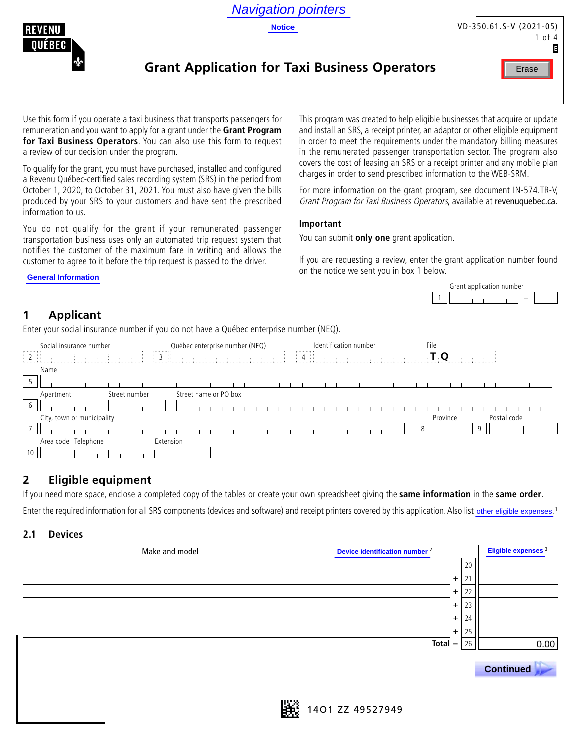Navigation pointers

Notice

VD-350.61.S-V (2021-05)

E

# Grant Application for Taxi Business Operators

Erase

Use this form if you operate a taxi business that transports passengers for remuneration and you want to apply for a grant under the **Grant Program for Taxi Business Operators**. You can also use this form to request a review of our decision under the program.

To qualify for the grant, you must have purchased, installed and configured a Revenu Québec-certified sales recording system (SRS) in the period from October 1, 2020, to October 31, 2021. You must also have given the bills produced by your SRS to your customers and have sent the prescribed information to us.

You do not qualify for the grant if your remunerated passenger transportation business uses only an automated trip request system that notifies the customer of the maximum fare in writing and allows the customer to agree to it before the trip request is passed to the driver.

General Information

This program was created to help eligible businesses that acquire or update and install an SRS, a receipt printer, an adaptor or other eligible equipment in order to meet the requirements under the mandatory billing measures in the remunerated passenger transportation sector. The program also covers the cost of leasing an SRS or a receipt printer and any mobile plan charges in order to send prescribed information to the WEB-SRM.

For more information on the grant program, see document IN-574.TR-V, *Grant Program for Taxi Business Operators*, available at revenuquebec.ca.

**Important**

You can submit **only one** grant application.

If you are requesting a review, enter the grant application number found on the notice we sent you in box 1 below.

Grant application number

1 ______ – ___

## 1 Applicant

Enter your social insurance number if you do not have a Québec enterprise number (NEQ).

| Social insurance number | Québec enterprise number (NEQ) | Identification number | File |
|---|---|---|---|
| 2 | 3 | 4 | T Q |

Name

5

| Apartment | Street number | Street name or PO box |
|---|---|---|
| 6 | | |

| City, town or municipality | Province | Postal code |
|---|---|---|
| 7 | 8 | 9 |

| Area code | Telephone | Extension |
|---|---|---|
| 10 | | |

## 2 Eligible equipment

If you need more space, enclose a completed copy of the tables or create your own spreadsheet giving the **same information** in the **same order**.

Enter the required information for all SRS components (devices and software) and receipt printers covered by this application. Also list other eligible expenses.[1]

### 2.1 Devices

| Make and model | Device identification number [2] | | | Eligible expenses [3] |
|---|---|---|---|---|
| | | | 20 | |
| | | + | 21 | |
| | | + | 22 | |
| | | + | 23 | |
| | | + | 24 | |
| | | + | 25 | |
| | Total | = | 26 | 0.00 |

Continued

14O1 ZZ 49527949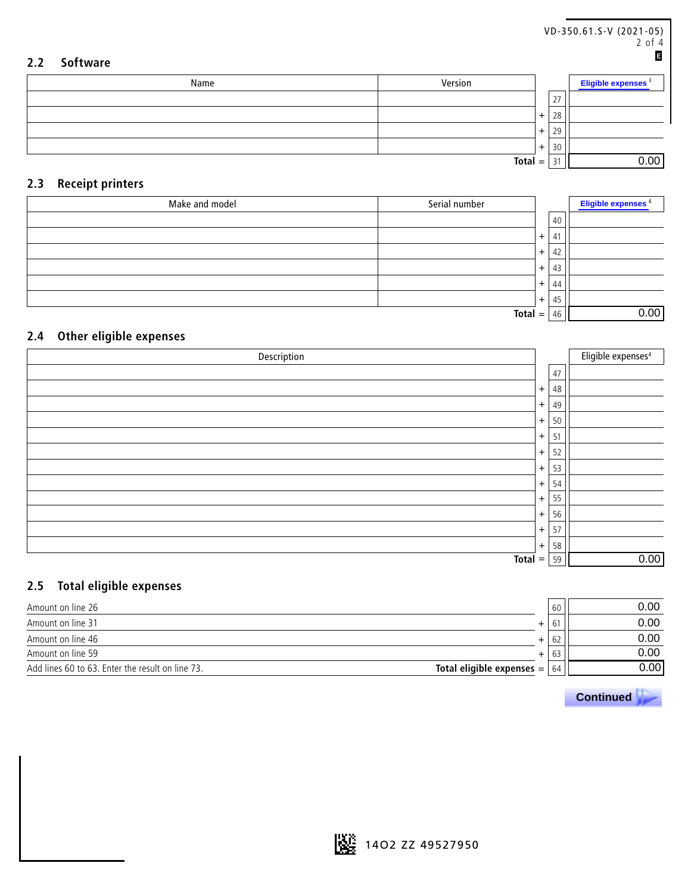## 2.2 Software

| Name | Version | | Line | Eligible expenses[3] |
|---|---|---|---|---|
| | | | 27 | |
| | | + | 28 | |
| | | + | 29 | |
| | | + | 30 | |
| | **Total** | = | 31 | 0.00 |

## 2.3 Receipt printers

| Make and model | Serial number | | Line | Eligible expenses[4] |
|---|---|---|---|---|
| | | | 40 | |
| | | + | 41 | |
| | | + | 42 | |
| | | + | 43 | |
| | | + | 44 | |
| | | + | 45 | |
| | **Total** | = | 46 | 0.00 |

## 2.4 Other eligible expenses

| Description | | Line | Eligible expenses[4] |
|---|---|---|---|
| | | 47 | |
| | + | 48 | |
| | + | 49 | |
| | + | 50 | |
| | + | 51 | |
| | + | 52 | |
| | + | 53 | |
| | + | 54 | |
| | + | 55 | |
| | + | 56 | |
| | + | 57 | |
| | + | 58 | |
| **Total** | = | 59 | 0.00 |

## 2.5 Total eligible expenses

| | | Line | Amount |
|---|---|---|---|
| Amount on line 26 | | 60 | 0.00 |
| Amount on line 31 | + | 61 | 0.00 |
| Amount on line 46 | + | 62 | 0.00 |
| Amount on line 59 | + | 63 | 0.00 |
| Add lines 60 to 63. Enter the result on line 73. **Total eligible expenses** | = | 64 | 0.00 |

**Continued**

14O2 ZZ 49527950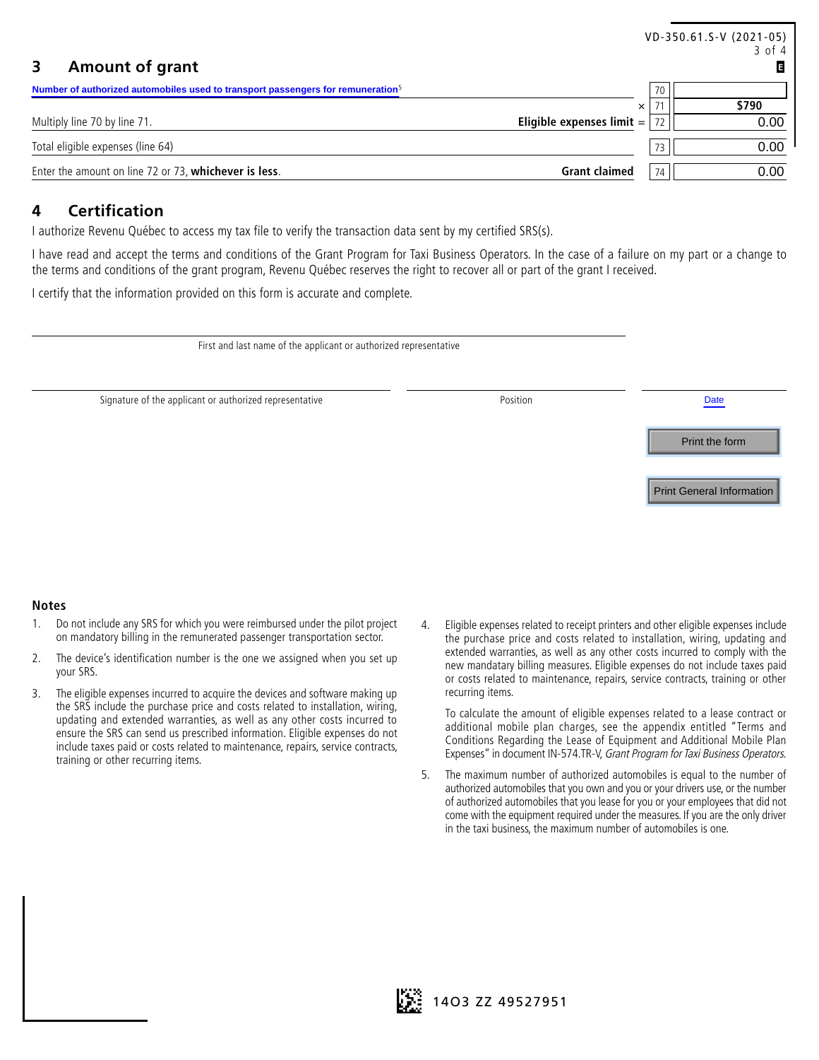## 3 Amount of grant

| | | Line | Amount |
|---|---|---|---|
| Number of authorized automobiles used to transport passengers for remuneration[5] | | 70 | |
| | × | 71 | $790 |
| Multiply line 70 by line 71. | **Eligible expenses limit** = | 72 | 0.00 |
| Total eligible expenses (line 64) | | 73 | 0.00 |
| Enter the amount on line 72 or 73, **whichever is less**. | **Grant claimed** | 74 | 0.00 |

## 4 Certification

I authorize Revenu Québec to access my tax file to verify the transaction data sent by my certified SRS(s).

I have read and accept the terms and conditions of the Grant Program for Taxi Business Operators. In the case of a failure on my part or a change to the terms and conditions of the grant program, Revenu Québec reserves the right to recover all or part of the grant I received.

I certify that the information provided on this form is accurate and complete.

First and last name of the applicant or authorized representative

Signature of the applicant or authorized representative | Position | Date

### Notes

1. Do not include any SRS for which you were reimbursed under the pilot project on mandatory billing in the remunerated passenger transportation sector.
2. The device's identification number is the one we assigned when you set up your SRS.
3. The eligible expenses incurred to acquire the devices and software making up the SRS include the purchase price and costs related to installation, wiring, updating and extended warranties, as well as any other costs incurred to ensure the SRS can send us prescribed information. Eligible expenses do not include taxes paid or costs related to maintenance, repairs, service contracts, training or other recurring items.
4. Eligible expenses related to receipt printers and other eligible expenses include the purchase price and costs related to installation, wiring, updating and extended warranties, as well as any other costs incurred to comply with the new mandatary billing measures. Eligible expenses do not include taxes paid or costs related to maintenance, repairs, service contracts, training or other recurring items.

   To calculate the amount of eligible expenses related to a lease contract or additional mobile plan charges, see the appendix entitled "Terms and Conditions Regarding the Lease of Equipment and Additional Mobile Plan Expenses" in document IN-574.TR-V, *Grant Program for Taxi Business Operators*.
5. The maximum number of authorized automobiles is equal to the number of authorized automobiles that you own and you or your drivers use, or the number of authorized automobiles that you lease for you or your employees that did not come with the equipment required under the measures. If you are the only driver in the taxi business, the maximum number of automobiles is one.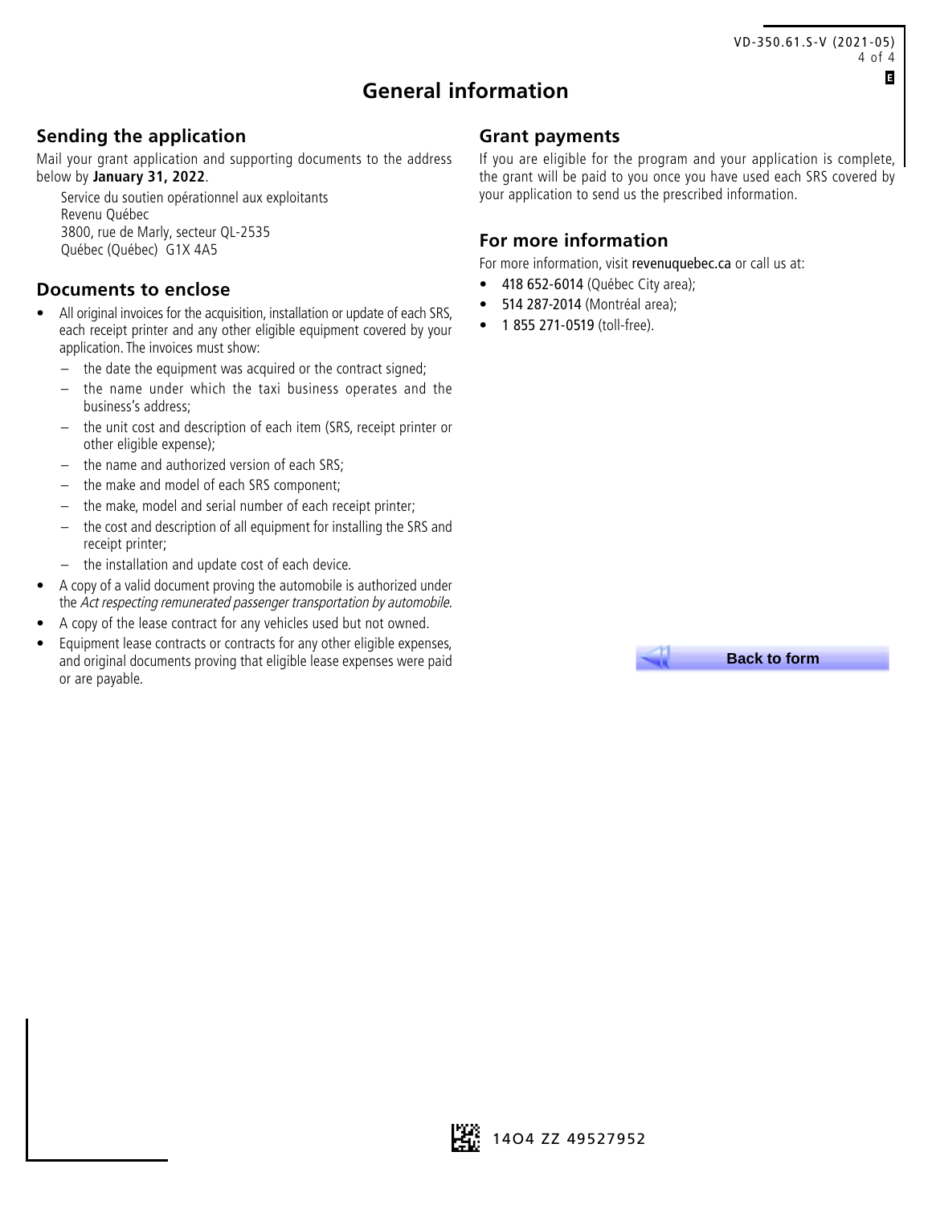# General information

## Sending the application

Mail your grant application and supporting documents to the address below by **January 31, 2022**.

Service du soutien opérationnel aux exploitants
Revenu Québec
3800, rue de Marly, secteur QL-2535
Québec (Québec) G1X 4A5

## Documents to enclose

- All original invoices for the acquisition, installation or update of each SRS, each receipt printer and any other eligible equipment covered by your application. The invoices must show:
  - the date the equipment was acquired or the contract signed;
  - the name under which the taxi business operates and the business's address;
  - the unit cost and description of each item (SRS, receipt printer or other eligible expense);
  - the name and authorized version of each SRS;
  - the make and model of each SRS component;
  - the make, model and serial number of each receipt printer;
  - the cost and description of all equipment for installing the SRS and receipt printer;
  - the installation and update cost of each device.
- A copy of a valid document proving the automobile is authorized under the *Act respecting remunerated passenger transportation by automobile*.
- A copy of the lease contract for any vehicles used but not owned.
- Equipment lease contracts or contracts for any other eligible expenses, and original documents proving that eligible lease expenses were paid or are payable.

## Grant payments

If you are eligible for the program and your application is complete, the grant will be paid to you once you have used each SRS covered by your application to send us the prescribed information.

## For more information

For more information, visit revenuquebec.ca or call us at:

- 418 652-6014 (Québec City area);
- 514 287-2014 (Montréal area);
- 1 855 271-0519 (toll-free).

Back to form

14O4 ZZ 49527952